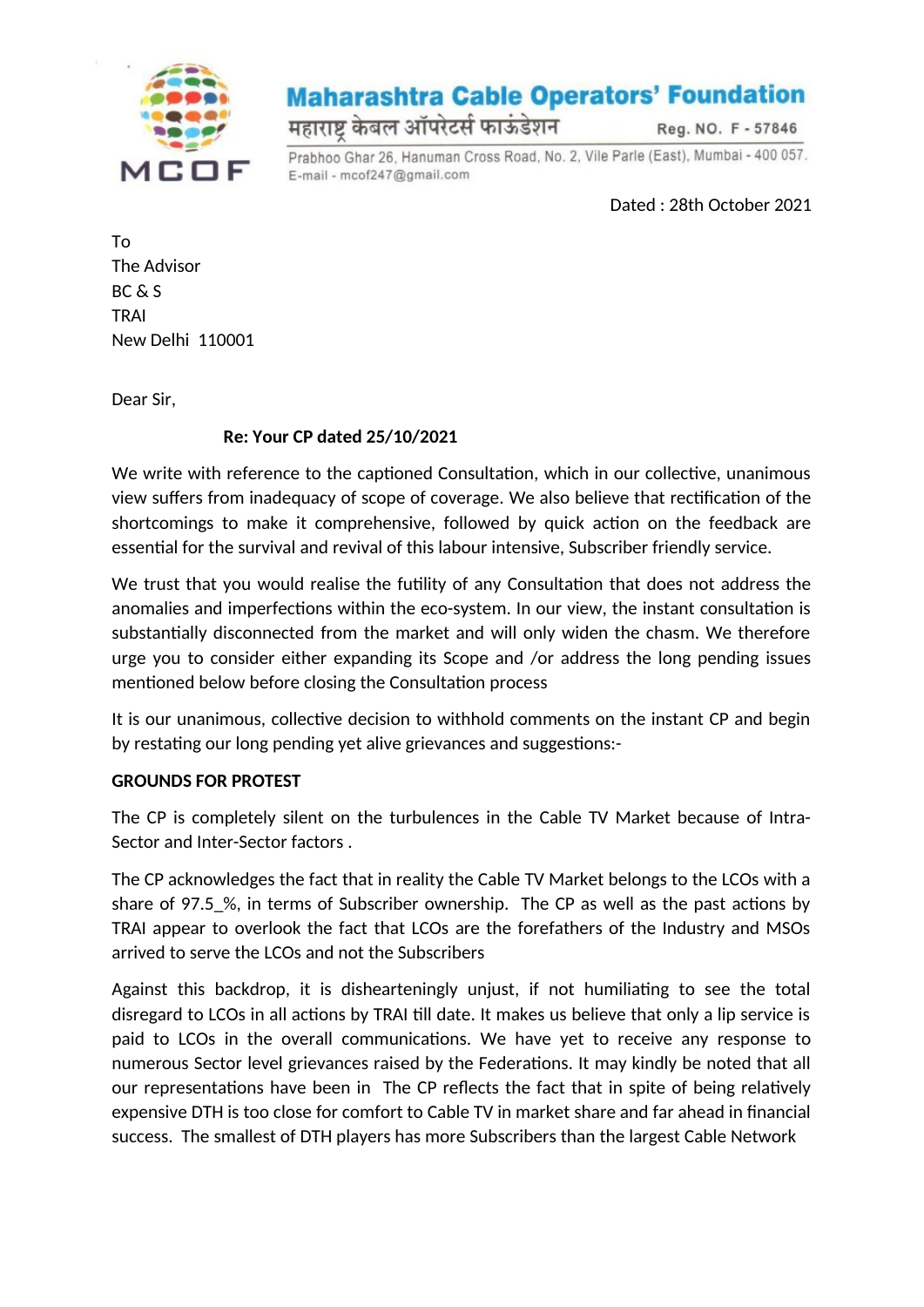**Maharashtra Cable Operators' Foundation**

महाराष्ट्र केबल ऑपरेटर्स फाऊंडेशन    Reg. NO. F - 57846

Prabhoo Ghar 26, Hanuman Cross Road, No. 2, Vile Parle (East), Mumbai - 400 057.
E-mail - mcof247@gmail.com

Dated : 28th October 2021

To
The Advisor
BC & S
TRAI
New Delhi 110001

Dear Sir,

**Re: Your CP dated 25/10/2021**

We write with reference to the captioned Consultation, which in our collective, unanimous view suffers from inadequacy of scope of coverage. We also believe that rectification of the shortcomings to make it comprehensive, followed by quick action on the feedback are essential for the survival and revival of this labour intensive, Subscriber friendly service.

We trust that you would realise the futility of any Consultation that does not address the anomalies and imperfections within the eco-system. In our view, the instant consultation is substantially disconnected from the market and will only widen the chasm. We therefore urge you to consider either expanding its Scope and /or address the long pending issues mentioned below before closing the Consultation process

It is our unanimous, collective decision to withhold comments on the instant CP and begin by restating our long pending yet alive grievances and suggestions:-

**GROUNDS FOR PROTEST**

The CP is completely silent on the turbulences in the Cable TV Market because of Intra-Sector and Inter-Sector factors .

The CP acknowledges the fact that in reality the Cable TV Market belongs to the LCOs with a share of 97.5_%, in terms of Subscriber ownership. The CP as well as the past actions by TRAI appear to overlook the fact that LCOs are the forefathers of the Industry and MSOs arrived to serve the LCOs and not the Subscribers

Against this backdrop, it is dishearteningly unjust, if not humiliating to see the total disregard to LCOs in all actions by TRAI till date. It makes us believe that only a lip service is paid to LCOs in the overall communications. We have yet to receive any response to numerous Sector level grievances raised by the Federations. It may kindly be noted that all our representations have been in The CP reflects the fact that in spite of being relatively expensive DTH is too close for comfort to Cable TV in market share and far ahead in financial success. The smallest of DTH players has more Subscribers than the largest Cable Network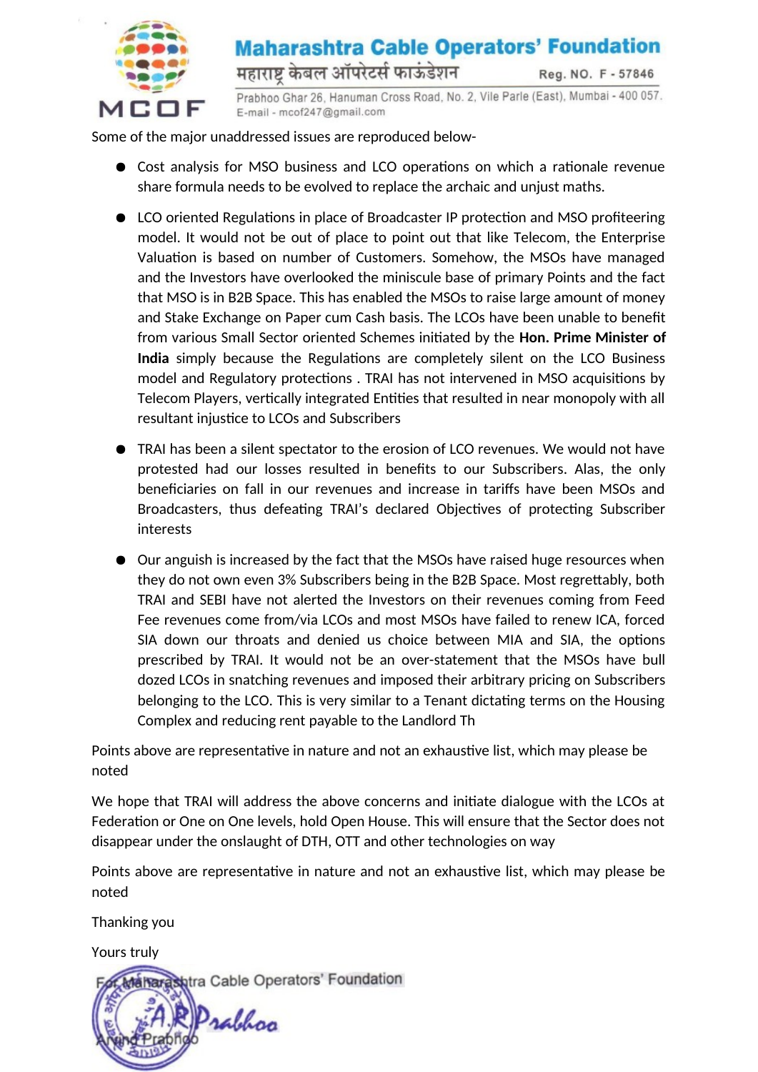Some of the major unaddressed issues are reproduced below-

- Cost analysis for MSO business and LCO operations on which a rationale revenue share formula needs to be evolved to replace the archaic and unjust maths.
- LCO oriented Regulations in place of Broadcaster IP protection and MSO profiteering model. It would not be out of place to point out that like Telecom, the Enterprise Valuation is based on number of Customers. Somehow, the MSOs have managed and the Investors have overlooked the miniscule base of primary Points and the fact that MSO is in B2B Space. This has enabled the MSOs to raise large amount of money and Stake Exchange on Paper cum Cash basis. The LCOs have been unable to benefit from various Small Sector oriented Schemes initiated by the **Hon. Prime Minister of India** simply because the Regulations are completely silent on the LCO Business model and Regulatory protections . TRAI has not intervened in MSO acquisitions by Telecom Players, vertically integrated Entities that resulted in near monopoly with all resultant injustice to LCOs and Subscribers
- TRAI has been a silent spectator to the erosion of LCO revenues. We would not have protested had our losses resulted in benefits to our Subscribers. Alas, the only beneficiaries on fall in our revenues and increase in tariffs have been MSOs and Broadcasters, thus defeating TRAI's declared Objectives of protecting Subscriber interests
- Our anguish is increased by the fact that the MSOs have raised huge resources when they do not own even 3% Subscribers being in the B2B Space. Most regrettably, both TRAI and SEBI have not alerted the Investors on their revenues coming from Feed Fee revenues come from/via LCOs and most MSOs have failed to renew ICA, forced SIA down our throats and denied us choice between MIA and SIA, the options prescribed by TRAI. It would not be an over-statement that the MSOs have bull dozed LCOs in snatching revenues and imposed their arbitrary pricing on Subscribers belonging to the LCO. This is very similar to a Tenant dictating terms on the Housing Complex and reducing rent payable to the Landlord Th

Points above are representative in nature and not an exhaustive list, which may please be noted

We hope that TRAI will address the above concerns and initiate dialogue with the LCOs at Federation or One on One levels, hold Open House. This will ensure that the Sector does not disappear under the onslaught of DTH, OTT and other technologies on way

Points above are representative in nature and not an exhaustive list, which may please be noted

Thanking you

Yours truly

For Maharashtra Cable Operators' Foundation

A.R. Prabhoo

Arvind Prabhoo